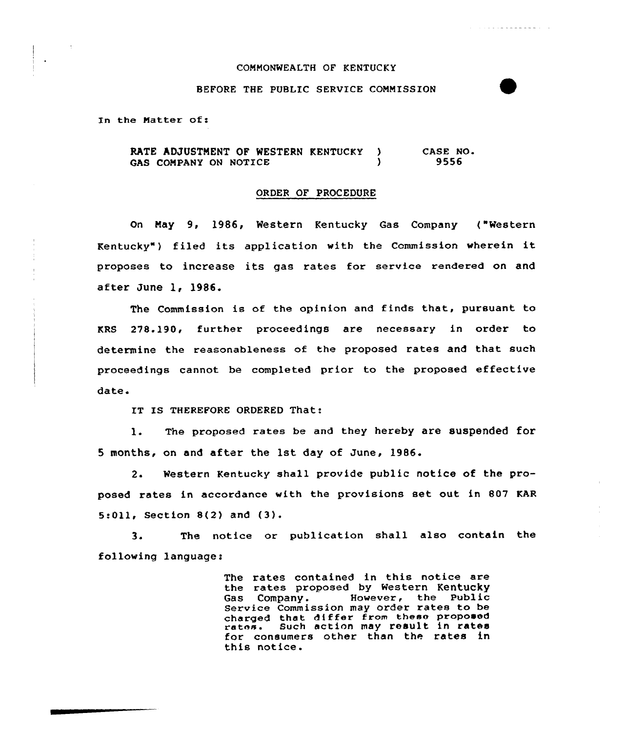COMMONWEALTH OF KENTUCKY

BEFORE THE PUBLIC SERVICE COMMISSION

In the Matter of:

| | | |
|---|---|---|
| RATE ADJUSTMENT OF WESTERN KENTUCKY GAS COMPANY ON NOTICE | ) ) | CASE NO. 9556 |

ORDER OF PROCEDURE

On May 9, 1986, Western Kentucky Gas Company ("Western Kentucky") filed its application with the Commission wherein it proposes to increase its gas rates for service rendered on and after June 1, 1986.

The Commission is of the opinion and finds that, pursuant to KRS 278.190, further proceedings are necessary in order to determine the reasonableness of the proposed rates and that such proceedings cannot be completed prior to the proposed effective date.

IT IS THEREFORE ORDERED That:

1. The proposed rates be and they hereby are suspended for 5 months, on and after the 1st day of June, 1986.

2. Western Kentucky shall provide public notice of the proposed rates in accordance with the provisions set out in 807 KAR 5:011, Section 8(2) and (3).

3. The notice or publication shall also contain the following language:

> The rates contained in this notice are the rates proposed by Western Kentucky Gas Company. However, the Public Service Commission may order rates to be charged that differ from these proposed rates. Such action may result in rates for consumers other than the rates in this notice.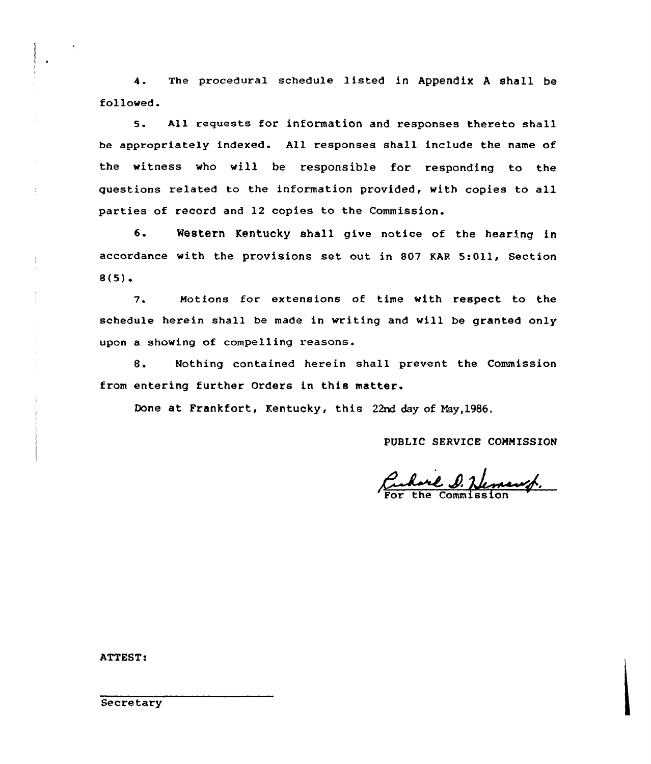4. The procedural schedule listed in Appendix A shall be followed.

5. All requests for information and responses thereto shall be appropriately indexed. All responses shall include the name of the witness who will be responsible for responding to the questions related to the information provided, with copies to all parties of record and 12 copies to the Commission.

6. Western Kentucky shall give notice of the hearing in accordance with the provisions set out in 807 KAR 5:011, Section 8(5).

7. Motions for extensions of time with respect to the schedule herein shall be made in writing and will be granted only upon a showing of compelling reasons.

8. Nothing contained herein shall prevent the Commission from entering further Orders in this matter.

Done at Frankfort, Kentucky, this 22nd day of May, 1986.

PUBLIC SERVICE COMMISSION

For the Commission

ATTEST:

Secretary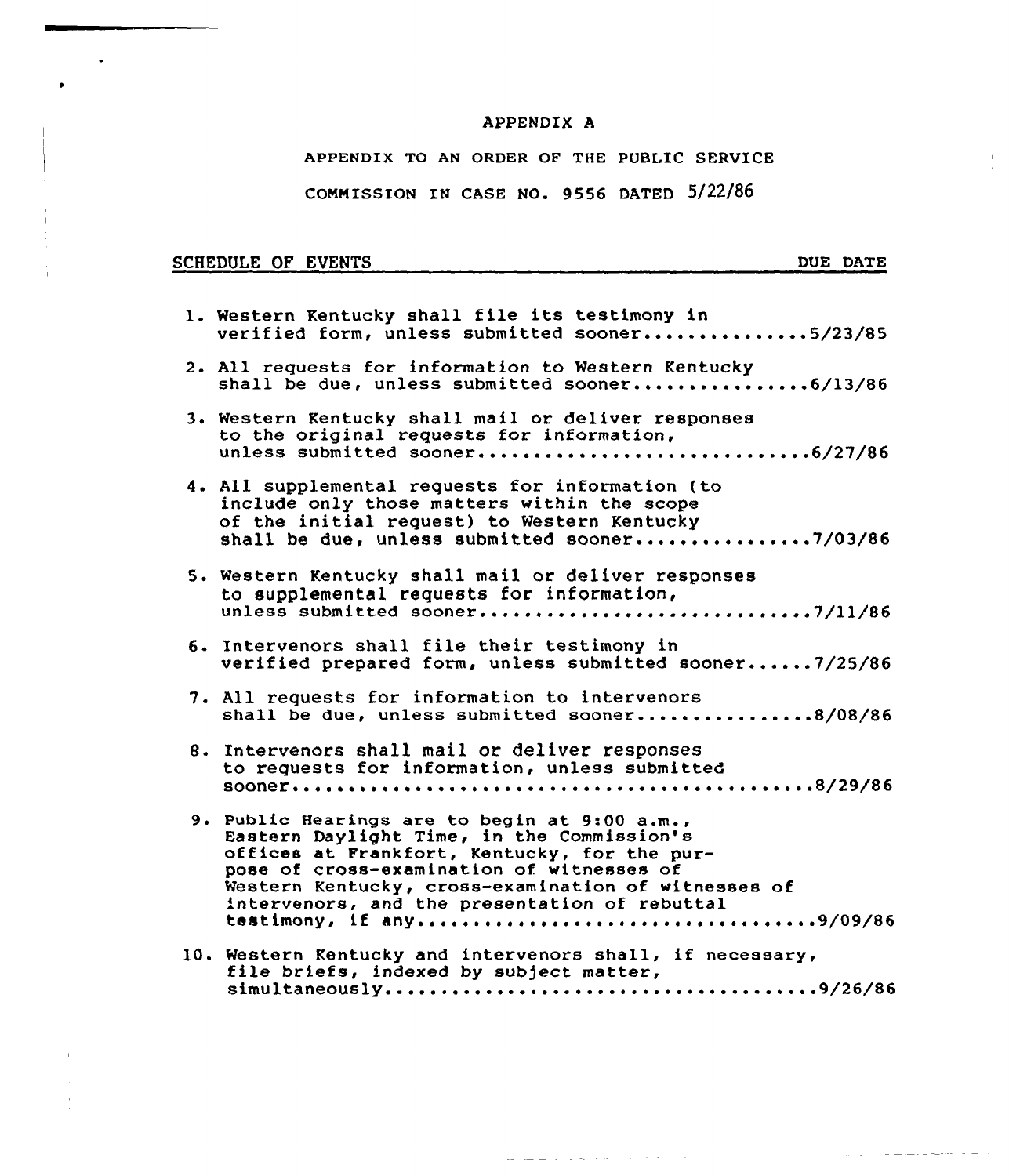APPENDIX A

APPENDIX TO AN ORDER OF THE PUBLIC SERVICE COMMISSION IN CASE NO. 9556 DATED 5/22/86

| SCHEDULE OF EVENTS | DUE DATE |
| --- | --- |
| 1. Western Kentucky shall file its testimony in verified form, unless submitted sooner | 5/23/85 |
| 2. All requests for information to Western Kentucky shall be due, unless submitted sooner | 6/13/86 |
| 3. Western Kentucky shall mail or deliver responses to the original requests for information, unless submitted sooner | 6/27/86 |
| 4. All supplemental requests for information (to include only those matters within the scope of the initial request) to Western Kentucky shall be due, unless submitted sooner | 7/03/86 |
| 5. Western Kentucky shall mail or deliver responses to supplemental requests for information, unless submitted sooner | 7/11/86 |
| 6. Intervenors shall file their testimony in verified prepared form, unless submitted sooner | 7/25/86 |
| 7. All requests for information to intervenors shall be due, unless submitted sooner | 8/08/86 |
| 8. Intervenors shall mail or deliver responses to requests for information, unless submitted sooner | 8/29/86 |
| 9. Public Hearings are to begin at 9:00 a.m., Eastern Daylight Time, in the Commission's offices at Frankfort, Kentucky, for the purpose of cross-examination of witnesses of Western Kentucky, cross-examination of witnesses of intervenors, and the presentation of rebuttal testimony, if any | 9/09/86 |
| 10. Western Kentucky and intervenors shall, if necessary, file briefs, indexed by subject matter, simultaneously | 9/26/86 |